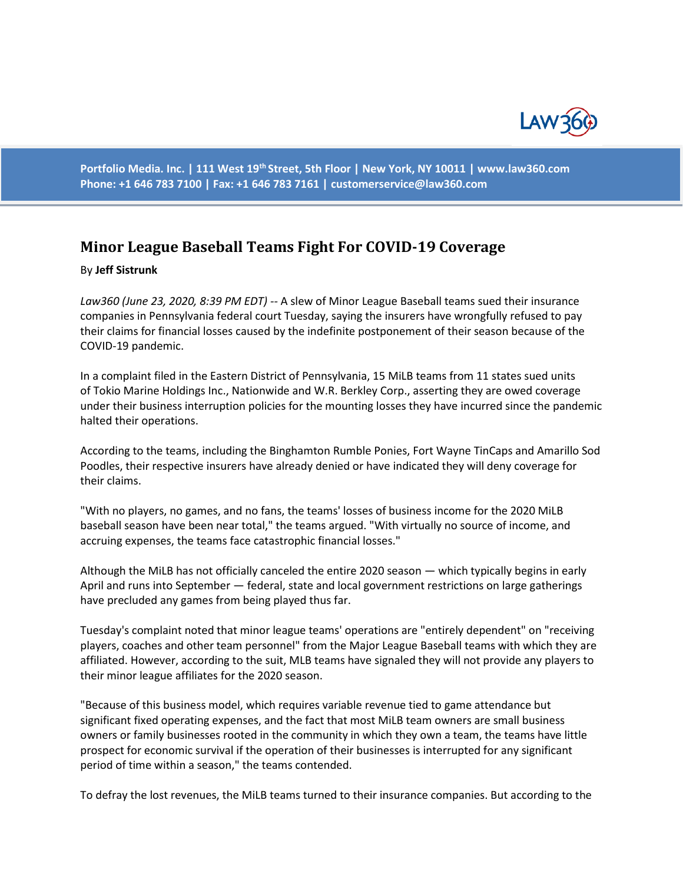# Minor League Baseball Teams Fight For COVID-19 Coverage

By **Jeff Sistrunk**

*Law360 (June 23, 2020, 8:39 PM EDT)* -- A slew of Minor League Baseball teams sued their insurance companies in Pennsylvania federal court Tuesday, saying the insurers have wrongfully refused to pay their claims for financial losses caused by the indefinite postponement of their season because of the COVID-19 pandemic.

In a complaint filed in the Eastern District of Pennsylvania, 15 MiLB teams from 11 states sued units of Tokio Marine Holdings Inc., Nationwide and W.R. Berkley Corp., asserting they are owed coverage under their business interruption policies for the mounting losses they have incurred since the pandemic halted their operations.

According to the teams, including the Binghamton Rumble Ponies, Fort Wayne TinCaps and Amarillo Sod Poodles, their respective insurers have already denied or have indicated they will deny coverage for their claims.

"With no players, no games, and no fans, the teams' losses of business income for the 2020 MiLB baseball season have been near total," the teams argued. "With virtually no source of income, and accruing expenses, the teams face catastrophic financial losses."

Although the MiLB has not officially canceled the entire 2020 season — which typically begins in early April and runs into September — federal, state and local government restrictions on large gatherings have precluded any games from being played thus far.

Tuesday's complaint noted that minor league teams' operations are "entirely dependent" on "receiving players, coaches and other team personnel" from the Major League Baseball teams with which they are affiliated. However, according to the suit, MLB teams have signaled they will not provide any players to their minor league affiliates for the 2020 season.

"Because of this business model, which requires variable revenue tied to game attendance but significant fixed operating expenses, and the fact that most MiLB team owners are small business owners or family businesses rooted in the community in which they own a team, the teams have little prospect for economic survival if the operation of their businesses is interrupted for any significant period of time within a season," the teams contended.

To defray the lost revenues, the MiLB teams turned to their insurance companies. But according to the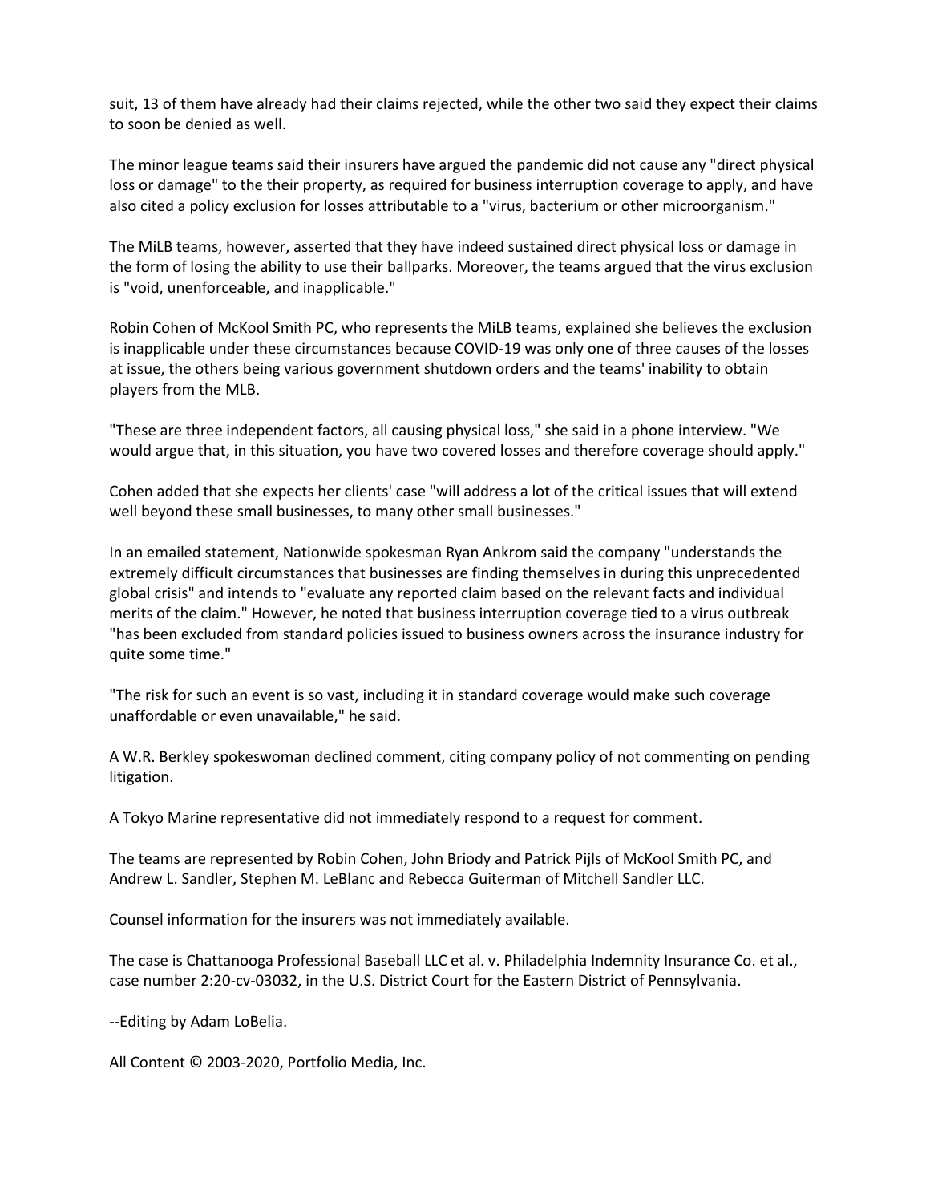suit, 13 of them have already had their claims rejected, while the other two said they expect their claims to soon be denied as well.

The minor league teams said their insurers have argued the pandemic did not cause any "direct physical loss or damage" to the their property, as required for business interruption coverage to apply, and have also cited a policy exclusion for losses attributable to a "virus, bacterium or other microorganism."

The MiLB teams, however, asserted that they have indeed sustained direct physical loss or damage in the form of losing the ability to use their ballparks. Moreover, the teams argued that the virus exclusion is "void, unenforceable, and inapplicable."

Robin Cohen of McKool Smith PC, who represents the MiLB teams, explained she believes the exclusion is inapplicable under these circumstances because COVID-19 was only one of three causes of the losses at issue, the others being various government shutdown orders and the teams' inability to obtain players from the MLB.

"These are three independent factors, all causing physical loss," she said in a phone interview. "We would argue that, in this situation, you have two covered losses and therefore coverage should apply."

Cohen added that she expects her clients' case "will address a lot of the critical issues that will extend well beyond these small businesses, to many other small businesses."

In an emailed statement, Nationwide spokesman Ryan Ankrom said the company "understands the extremely difficult circumstances that businesses are finding themselves in during this unprecedented global crisis" and intends to "evaluate any reported claim based on the relevant facts and individual merits of the claim." However, he noted that business interruption coverage tied to a virus outbreak "has been excluded from standard policies issued to business owners across the insurance industry for quite some time."

"The risk for such an event is so vast, including it in standard coverage would make such coverage unaffordable or even unavailable," he said.

A W.R. Berkley spokeswoman declined comment, citing company policy of not commenting on pending litigation.

A Tokyo Marine representative did not immediately respond to a request for comment.

The teams are represented by Robin Cohen, John Briody and Patrick Pijls of McKool Smith PC, and Andrew L. Sandler, Stephen M. LeBlanc and Rebecca Guiterman of Mitchell Sandler LLC.

Counsel information for the insurers was not immediately available.

The case is Chattanooga Professional Baseball LLC et al. v. Philadelphia Indemnity Insurance Co. et al., case number 2:20-cv-03032, in the U.S. District Court for the Eastern District of Pennsylvania.

--Editing by Adam LoBelia.

All Content © 2003-2020, Portfolio Media, Inc.